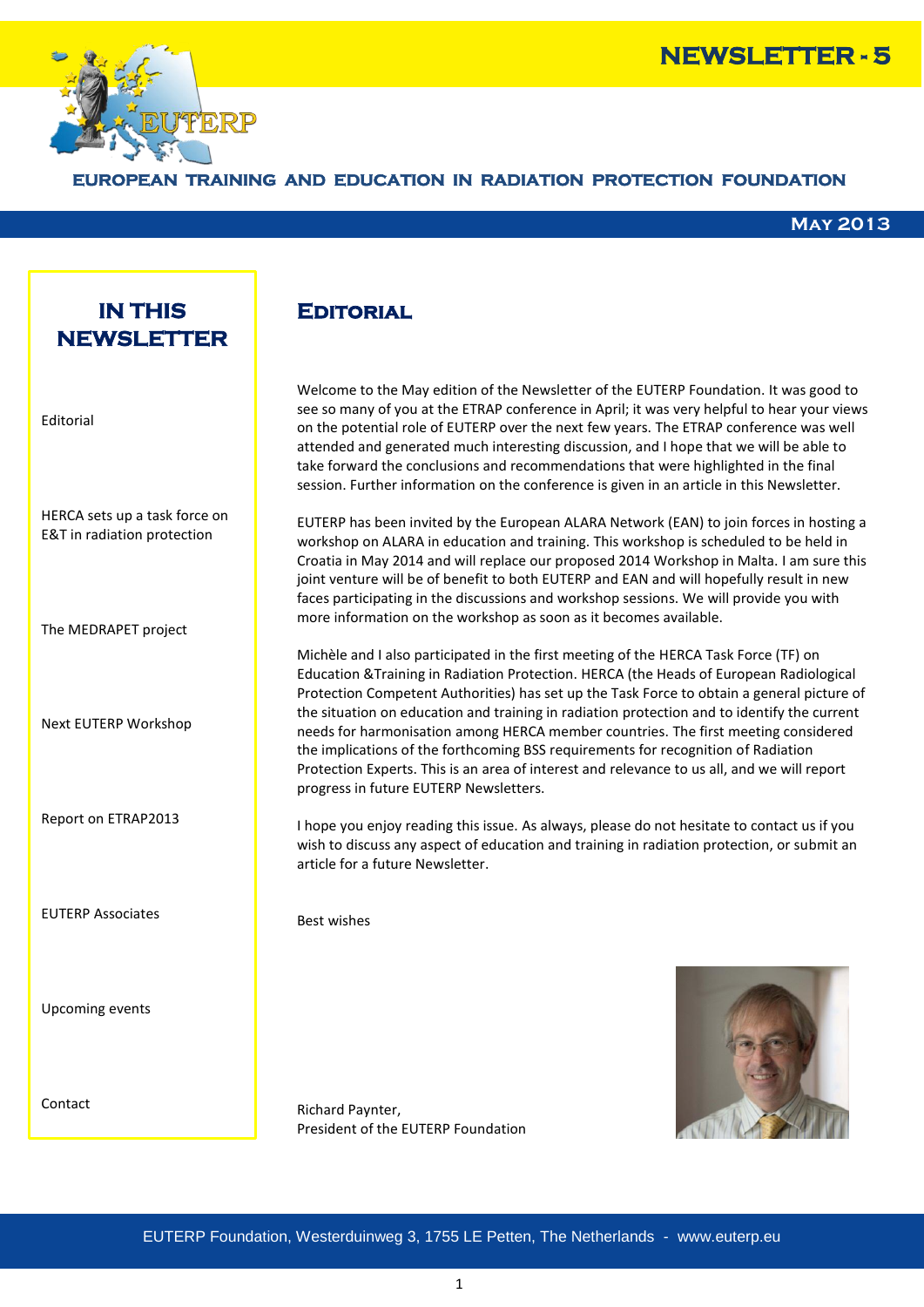# NEWSLETTER - 5

**EUROPEAN TRAINING AND EDUCATION IN RADIATION PROTECTION FOUNDATION**

**May 2013**

## IN THIS NEWSLETTER

- Editorial
- HERCA sets up a task force on E&T in radiation protection
- The MEDRAPET project
- Next EUTERP Workshop
- Report on ETRAP2013
- EUTERP Associates
- Upcoming events
- Contact

## Editorial

Welcome to the May edition of the Newsletter of the EUTERP Foundation. It was good to see so many of you at the ETRAP conference in April; it was very helpful to hear your views on the potential role of EUTERP over the next few years. The ETRAP conference was well attended and generated much interesting discussion, and I hope that we will be able to take forward the conclusions and recommendations that were highlighted in the final session. Further information on the conference is given in an article in this Newsletter.

EUTERP has been invited by the European ALARA Network (EAN) to join forces in hosting a workshop on ALARA in education and training. This workshop is scheduled to be held in Croatia in May 2014 and will replace our proposed 2014 Workshop in Malta. I am sure this joint venture will be of benefit to both EUTERP and EAN and will hopefully result in new faces participating in the discussions and workshop sessions. We will provide you with more information on the workshop as soon as it becomes available.

Michèle and I also participated in the first meeting of the HERCA Task Force (TF) on Education &Training in Radiation Protection. HERCA (the Heads of European Radiological Protection Competent Authorities) has set up the Task Force to obtain a general picture of the situation on education and training in radiation protection and to identify the current needs for harmonisation among HERCA member countries. The first meeting considered the implications of the forthcoming BSS requirements for recognition of Radiation Protection Experts. This is an area of interest and relevance to us all, and we will report progress in future EUTERP Newsletters.

I hope you enjoy reading this issue. As always, please do not hesitate to contact us if you wish to discuss any aspect of education and training in radiation protection, or submit an article for a future Newsletter.

Best wishes

Richard Paynter,
President of the EUTERP Foundation

EUTERP Foundation, Westerduinweg 3, 1755 LE Petten, The Netherlands - www.euterp.eu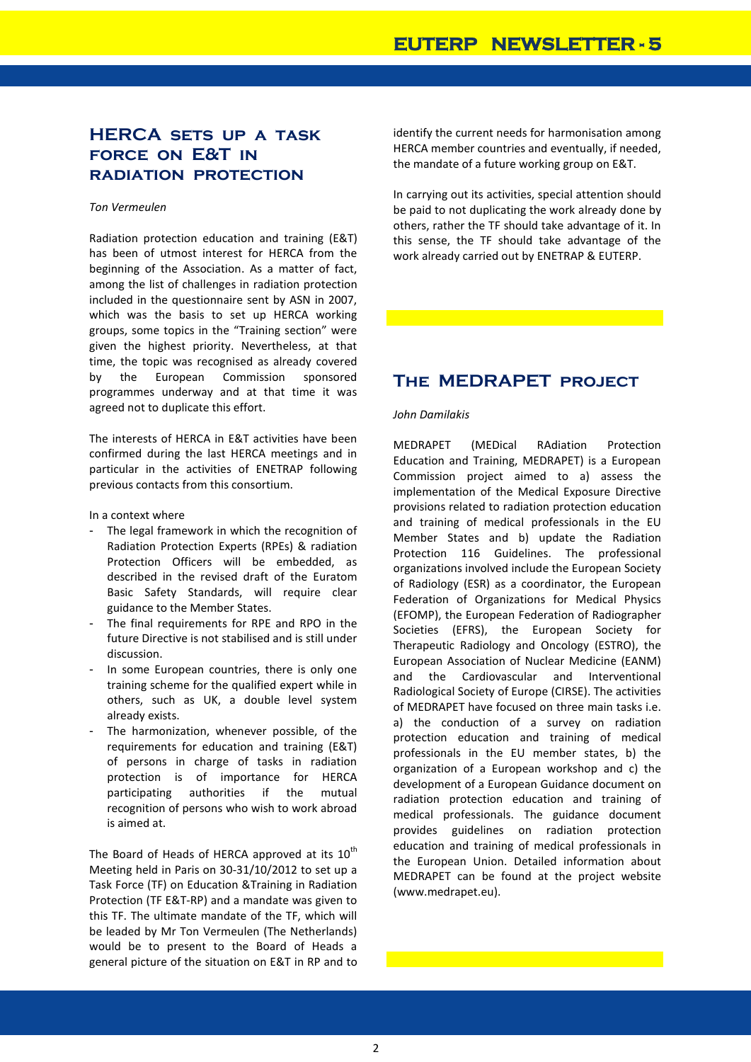## HERCA sets up a task force on E&T in radiation protection

*Ton Vermeulen*

Radiation protection education and training (E&T) has been of utmost interest for HERCA from the beginning of the Association. As a matter of fact, among the list of challenges in radiation protection included in the questionnaire sent by ASN in 2007, which was the basis to set up HERCA working groups, some topics in the "Training section" were given the highest priority. Nevertheless, at that time, the topic was recognised as already covered by the European Commission sponsored programmes underway and at that time it was agreed not to duplicate this effort.

The interests of HERCA in E&T activities have been confirmed during the last HERCA meetings and in particular in the activities of ENETRAP following previous contacts from this consortium.

In a context where

- The legal framework in which the recognition of Radiation Protection Experts (RPEs) & radiation Protection Officers will be embedded, as described in the revised draft of the Euratom Basic Safety Standards, will require clear guidance to the Member States.
- The final requirements for RPE and RPO in the future Directive is not stabilised and is still under discussion.
- In some European countries, there is only one training scheme for the qualified expert while in others, such as UK, a double level system already exists.
- The harmonization, whenever possible, of the requirements for education and training (E&T) of persons in charge of tasks in radiation protection is of importance for HERCA participating authorities if the mutual recognition of persons who wish to work abroad is aimed at.

The Board of Heads of HERCA approved at its 10$^{th}$ Meeting held in Paris on 30-31/10/2012 to set up a Task Force (TF) on Education &Training in Radiation Protection (TF E&T-RP) and a mandate was given to this TF. The ultimate mandate of the TF, which will be leaded by Mr Ton Vermeulen (The Netherlands) would be to present to the Board of Heads a general picture of the situation on E&T in RP and to identify the current needs for harmonisation among HERCA member countries and eventually, if needed, the mandate of a future working group on E&T.

In carrying out its activities, special attention should be paid to not duplicating the work already done by others, rather the TF should take advantage of it. In this sense, the TF should take advantage of the work already carried out by ENETRAP & EUTERP.

## The MEDRAPET project

*John Damilakis*

MEDRAPET (MEDical RAdiation Protection Education and Training, MEDRAPET) is a European Commission project aimed to a) assess the implementation of the Medical Exposure Directive provisions related to radiation protection education and training of medical professionals in the EU Member States and b) update the Radiation Protection 116 Guidelines. The professional organizations involved include the European Society of Radiology (ESR) as a coordinator, the European Federation of Organizations for Medical Physics (EFOMP), the European Federation of Radiographer Societies (EFRS), the European Society for Therapeutic Radiology and Oncology (ESTRO), the European Association of Nuclear Medicine (EANM) and the Cardiovascular and Interventional Radiological Society of Europe (CIRSE). The activities of MEDRAPET have focused on three main tasks i.e. a) the conduction of a survey on radiation protection education and training of medical professionals in the EU member states, b) the organization of a European workshop and c) the development of a European Guidance document on radiation protection education and training of medical professionals. The guidance document provides guidelines on radiation protection education and training of medical professionals in the European Union. Detailed information about MEDRAPET can be found at the project website (www.medrapet.eu).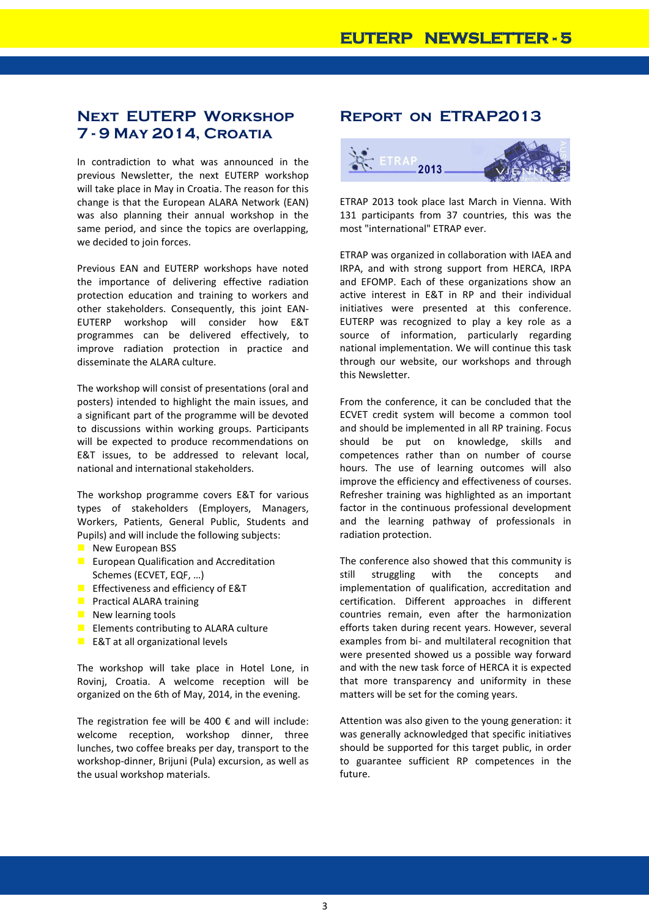## Next EUTERP Workshop 7 - 9 May 2014, Croatia

In contradiction to what was announced in the previous Newsletter, the next EUTERP workshop will take place in May in Croatia. The reason for this change is that the European ALARA Network (EAN) was also planning their annual workshop in the same period, and since the topics are overlapping, we decided to join forces.

Previous EAN and EUTERP workshops have noted the importance of delivering effective radiation protection education and training to workers and other stakeholders. Consequently, this joint EAN-EUTERP workshop will consider how E&T programmes can be delivered effectively, to improve radiation protection in practice and disseminate the ALARA culture.

The workshop will consist of presentations (oral and posters) intended to highlight the main issues, and a significant part of the programme will be devoted to discussions within working groups. Participants will be expected to produce recommendations on E&T issues, to be addressed to relevant local, national and international stakeholders.

The workshop programme covers E&T for various types of stakeholders (Employers, Managers, Workers, Patients, General Public, Students and Pupils) and will include the following subjects:

- New European BSS
- European Qualification and Accreditation Schemes (ECVET, EQF, …)
- Effectiveness and efficiency of E&T
- Practical ALARA training
- New learning tools
- Elements contributing to ALARA culture
- E&T at all organizational levels

The workshop will take place in Hotel Lone, in Rovinj, Croatia. A welcome reception will be organized on the 6th of May, 2014, in the evening.

The registration fee will be 400 € and will include: welcome reception, workshop dinner, three lunches, two coffee breaks per day, transport to the workshop-dinner, Brijuni (Pula) excursion, as well as the usual workshop materials.

## Report on ETRAP2013

ETRAP 2013 took place last March in Vienna. With 131 participants from 37 countries, this was the most "international" ETRAP ever.

ETRAP was organized in collaboration with IAEA and IRPA, and with strong support from HERCA, IRPA and EFOMP. Each of these organizations show an active interest in E&T in RP and their individual initiatives were presented at this conference. EUTERP was recognized to play a key role as a source of information, particularly regarding national implementation. We will continue this task through our website, our workshops and through this Newsletter.

From the conference, it can be concluded that the ECVET credit system will become a common tool and should be implemented in all RP training. Focus should be put on knowledge, skills and competences rather than on number of course hours. The use of learning outcomes will also improve the efficiency and effectiveness of courses. Refresher training was highlighted as an important factor in the continuous professional development and the learning pathway of professionals in radiation protection.

The conference also showed that this community is still struggling with the concepts and implementation of qualification, accreditation and certification. Different approaches in different countries remain, even after the harmonization efforts taken during recent years. However, several examples from bi- and multilateral recognition that were presented showed us a possible way forward and with the new task force of HERCA it is expected that more transparency and uniformity in these matters will be set for the coming years.

Attention was also given to the young generation: it was generally acknowledged that specific initiatives should be supported for this target public, in order to guarantee sufficient RP competences in the future.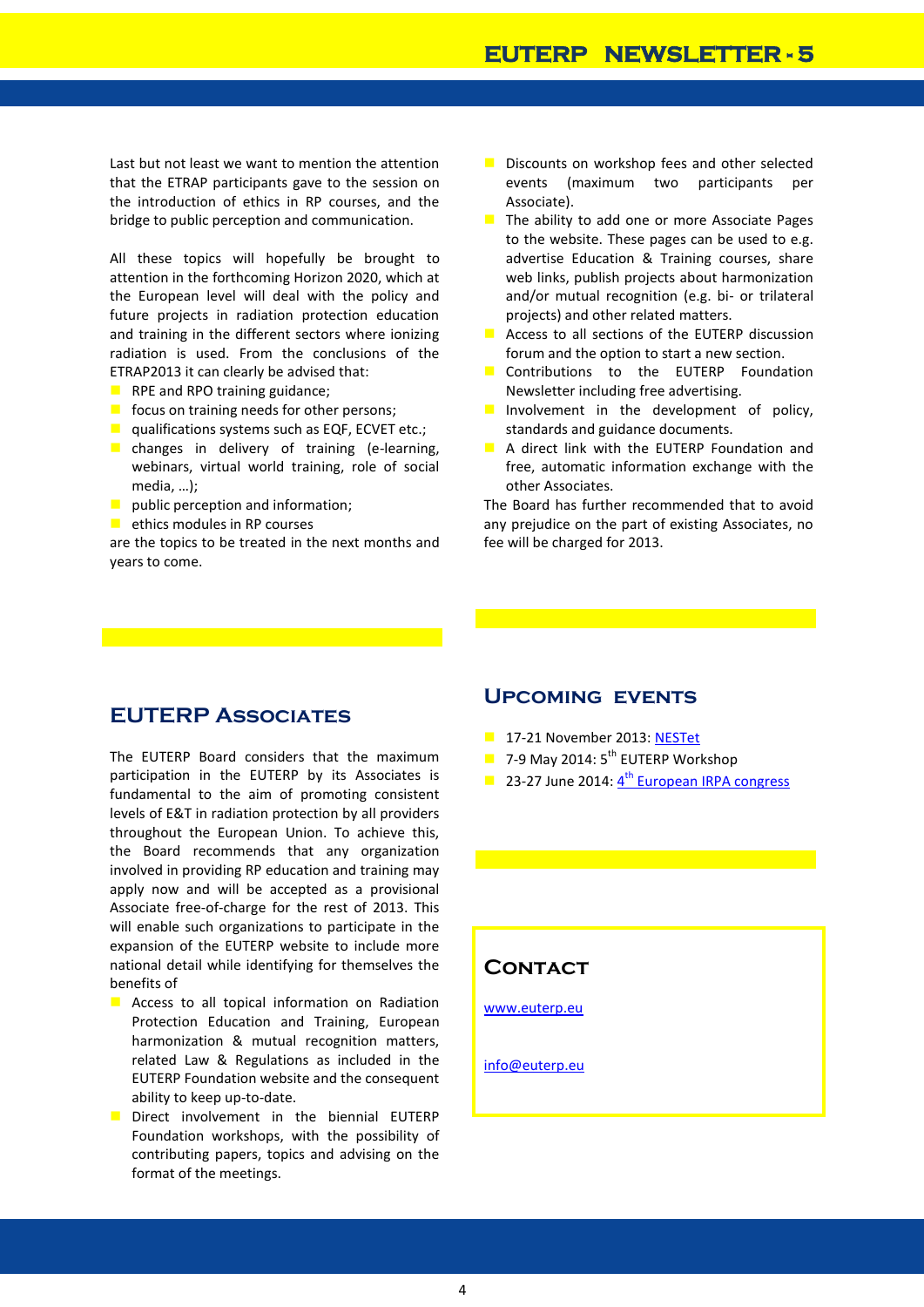Last but not least we want to mention the attention that the ETRAP participants gave to the session on the introduction of ethics in RP courses, and the bridge to public perception and communication.

All these topics will hopefully be brought to attention in the forthcoming Horizon 2020, which at the European level will deal with the policy and future projects in radiation protection education and training in the different sectors where ionizing radiation is used. From the conclusions of the ETRAP2013 it can clearly be advised that:

- RPE and RPO training guidance;
- focus on training needs for other persons;
- qualifications systems such as EQF, ECVET etc.;
- changes in delivery of training (e-learning, webinars, virtual world training, role of social media, …);
- public perception and information;
- ethics modules in RP courses

are the topics to be treated in the next months and years to come.

## EUTERP Associates

The EUTERP Board considers that the maximum participation in the EUTERP by its Associates is fundamental to the aim of promoting consistent levels of E&T in radiation protection by all providers throughout the European Union. To achieve this, the Board recommends that any organization involved in providing RP education and training may apply now and will be accepted as a provisional Associate free-of-charge for the rest of 2013. This will enable such organizations to participate in the expansion of the EUTERP website to include more national detail while identifying for themselves the benefits of

- Access to all topical information on Radiation Protection Education and Training, European harmonization & mutual recognition matters, related Law & Regulations as included in the EUTERP Foundation website and the consequent ability to keep up-to-date.
- Direct involvement in the biennial EUTERP Foundation workshops, with the possibility of contributing papers, topics and advising on the format of the meetings.
- Discounts on workshop fees and other selected events (maximum two participants per Associate).
- The ability to add one or more Associate Pages to the website. These pages can be used to e.g. advertise Education & Training courses, share web links, publish projects about harmonization and/or mutual recognition (e.g. bi- or trilateral projects) and other related matters.
- Access to all sections of the EUTERP discussion forum and the option to start a new section.
- Contributions to the EUTERP Foundation Newsletter including free advertising.
- Involvement in the development of policy, standards and guidance documents.
- A direct link with the EUTERP Foundation and free, automatic information exchange with the other Associates.

The Board has further recommended that to avoid any prejudice on the part of existing Associates, no fee will be charged for 2013.

## Upcoming events

- 17-21 November 2013: NESTet
- 7-9 May 2014: 5th EUTERP Workshop
- 23-27 June 2014: 4th European IRPA congress

## Contact

www.euterp.eu

info@euterp.eu